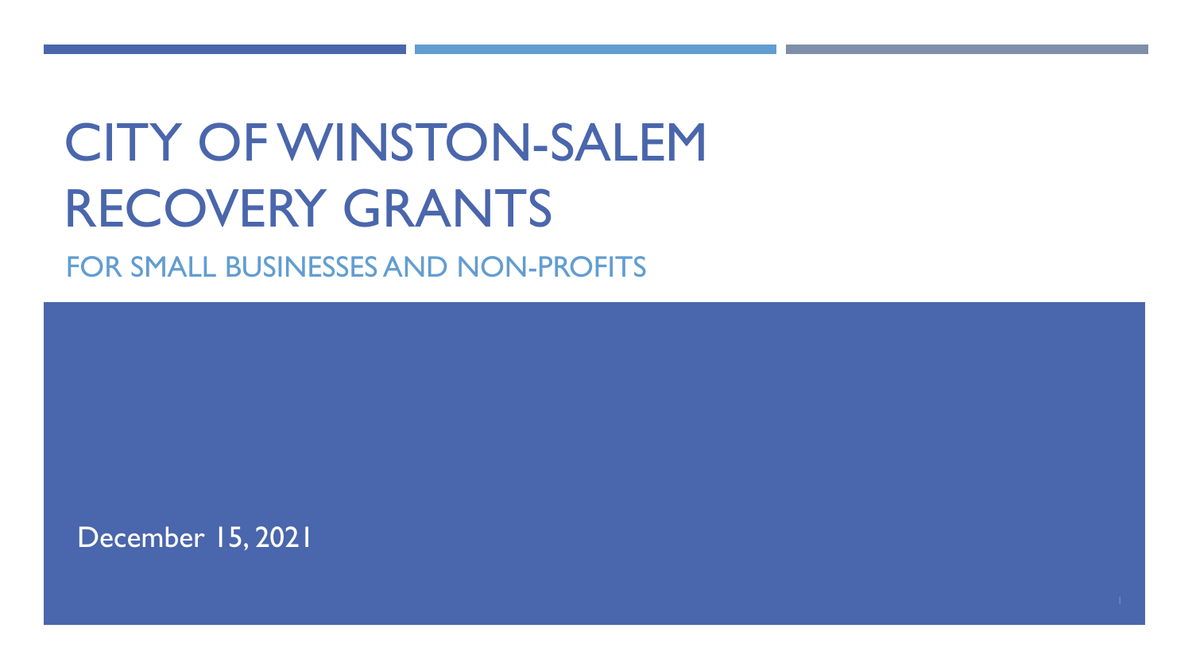# CITY OF WINSTON-SALEM RECOVERY GRANTS

## FOR SMALL BUSINESSES AND NON-PROFITS

December 15, 2021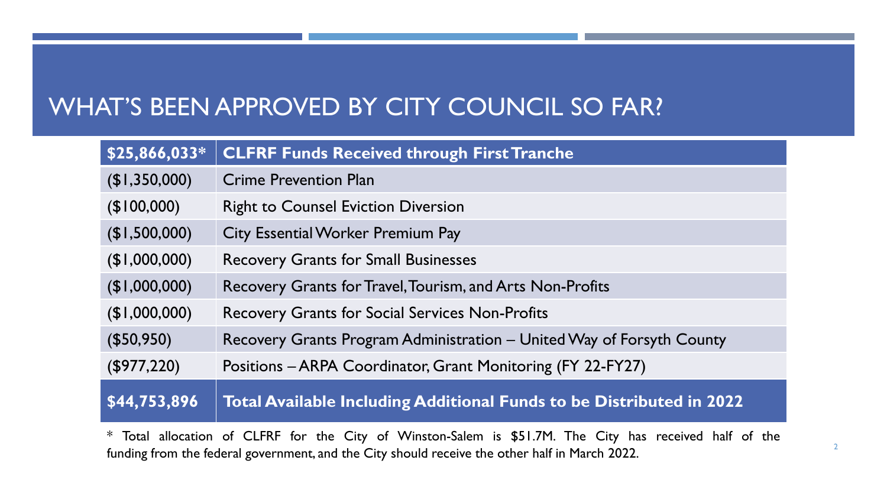# WHAT'S BEEN APPROVED BY CITY COUNCIL SO FAR?

| **$25,866,033*** | **CLFRF Funds Received through First Tranche** |
| --- | --- |
| ($1,350,000) | Crime Prevention Plan |
| ($100,000) | Right to Counsel Eviction Diversion |
| ($1,500,000) | City Essential Worker Premium Pay |
| ($1,000,000) | Recovery Grants for Small Businesses |
| ($1,000,000) | Recovery Grants for Travel, Tourism, and Arts Non-Profits |
| ($1,000,000) | Recovery Grants for Social Services Non-Profits |
| ($50,950) | Recovery Grants Program Administration – United Way of Forsyth County |
| ($977,220) | Positions – ARPA Coordinator, Grant Monitoring (FY 22-FY27) |
| **$44,753,896** | **Total Available Including Additional Funds to be Distributed in 2022** |

* Total allocation of CLFRF for the City of Winston-Salem is $51.7M. The City has received half of the funding from the federal government, and the City should receive the other half in March 2022.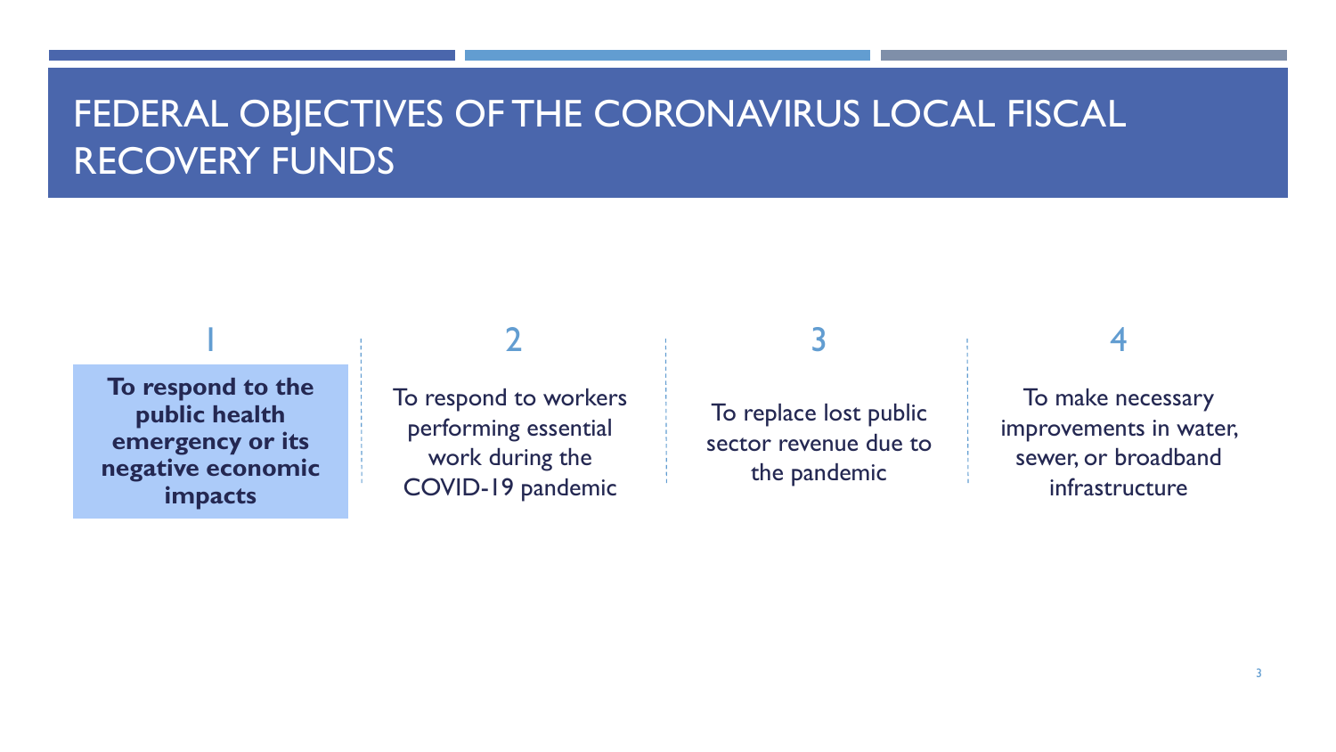# FEDERAL OBJECTIVES OF THE CORONAVIRUS LOCAL FISCAL RECOVERY FUNDS

1. **To respond to the public health emergency or its negative economic impacts**
2. To respond to workers performing essential work during the COVID-19 pandemic
3. To replace lost public sector revenue due to the pandemic
4. To make necessary improvements in water, sewer, or broadband infrastructure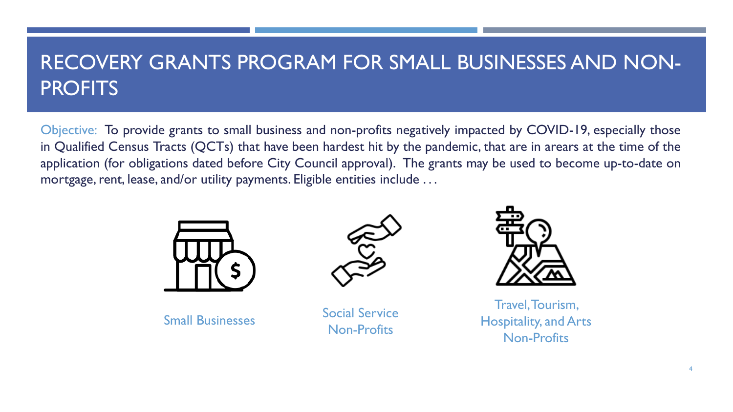# RECOVERY GRANTS PROGRAM FOR SMALL BUSINESSES AND NON-PROFITS

Objective: To provide grants to small business and non-profits negatively impacted by COVID-19, especially those in Qualified Census Tracts (QCTs) that have been hardest hit by the pandemic, that are in arears at the time of the application (for obligations dated before City Council approval). The grants may be used to become up-to-date on mortgage, rent, lease, and/or utility payments. Eligible entities include . . .

- Small Businesses
- Social Service Non-Profits
- Travel, Tourism, Hospitality, and Arts Non-Profits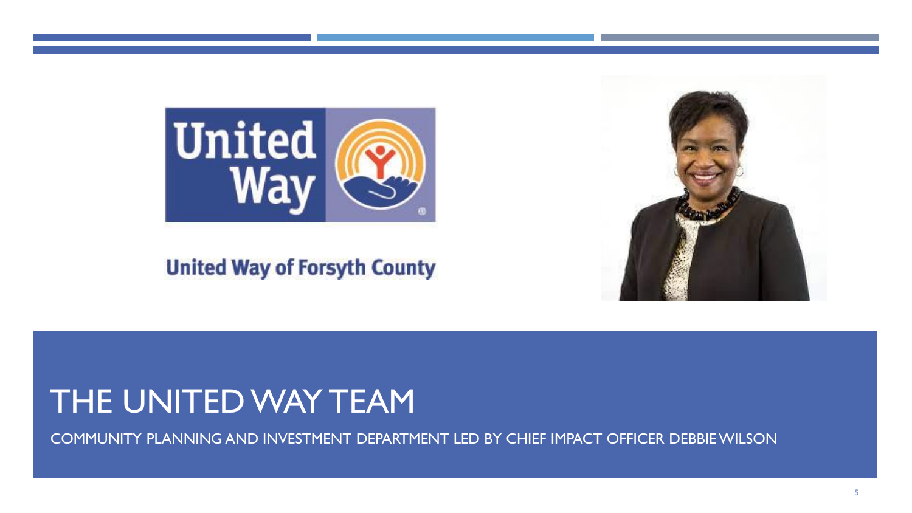United Way of Forsyth County

# THE UNITED WAY TEAM

COMMUNITY PLANNING AND INVESTMENT DEPARTMENT LED BY CHIEF IMPACT OFFICER DEBBIE WILSON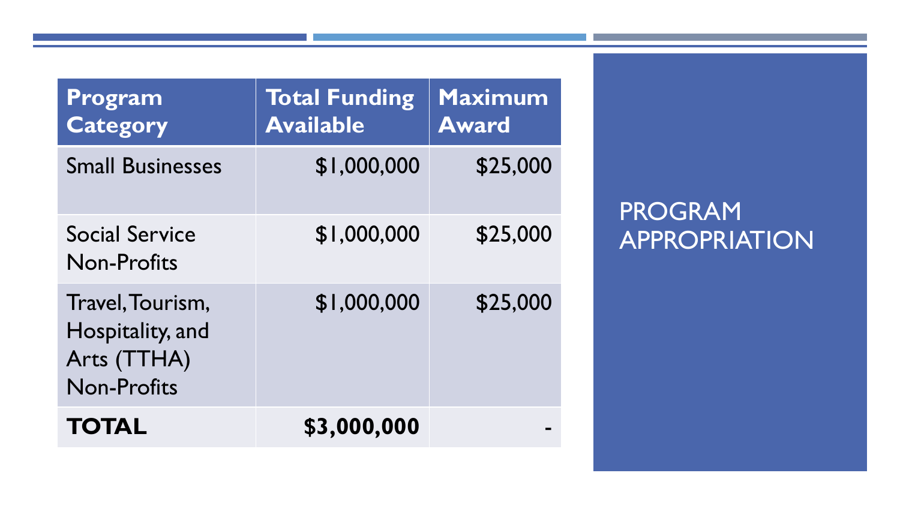# PROGRAM APPROPRIATION

| Program Category | Total Funding Available | Maximum Award |
|---|---|---|
| Small Businesses | $1,000,000 | $25,000 |
| Social Service Non-Profits | $1,000,000 | $25,000 |
| Travel, Tourism, Hospitality, and Arts (TTHA) Non-Profits | $1,000,000 | $25,000 |
| **TOTAL** | **$3,000,000** | - |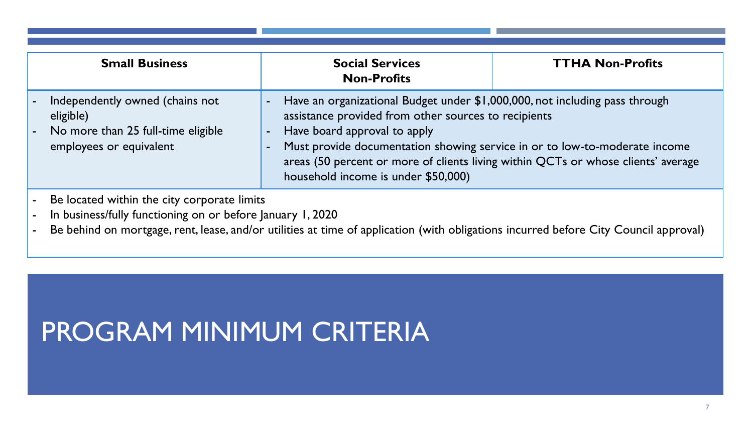| Small Business | Social Services Non-Profits | TTHA Non-Profits |
|---|---|---|
| - Independently owned (chains not eligible)<br>- No more than 25 full-time eligible employees or equivalent | - Have an organizational Budget under $1,000,000, not including pass through assistance provided from other sources to recipients<br>- Have board approval to apply<br>- Must provide documentation showing service in or to low-to-moderate income areas (50 percent or more of clients living within QCTs or whose clients' average household income is under $50,000) | |

- Be located within the city corporate limits
- In business/fully functioning on or before January 1, 2020
- Be behind on mortgage, rent, lease, and/or utilities at time of application (with obligations incurred before City Council approval)

# PROGRAM MINIMUM CRITERIA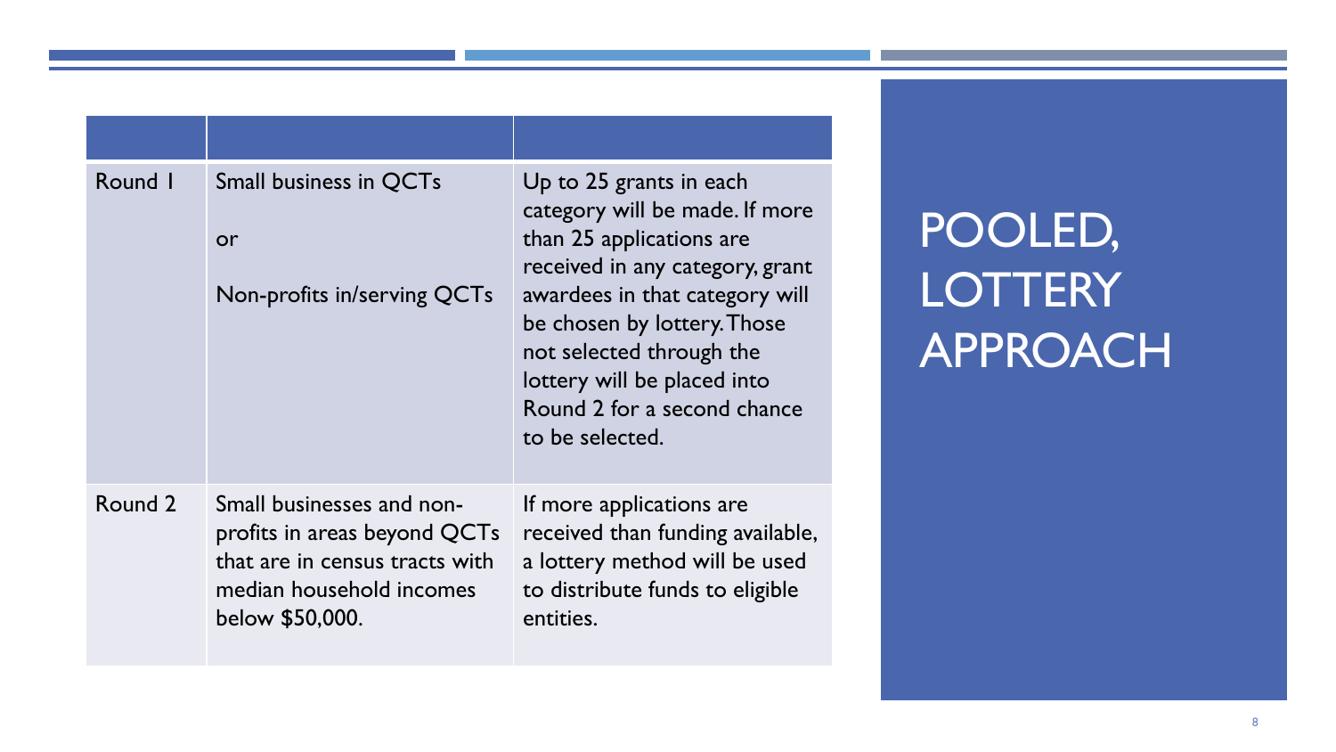# POOLED, LOTTERY APPROACH

| | | |
|---|---|---|
| Round 1 | Small business in QCTs<br><br>or<br><br>Non-profits in/serving QCTs | Up to 25 grants in each category will be made. If more than 25 applications are received in any category, grant awardees in that category will be chosen by lottery. Those not selected through the lottery will be placed into Round 2 for a second chance to be selected. |
| Round 2 | Small businesses and non-profits in areas beyond QCTs that are in census tracts with median household incomes below $50,000. | If more applications are received than funding available, a lottery method will be used to distribute funds to eligible entities. |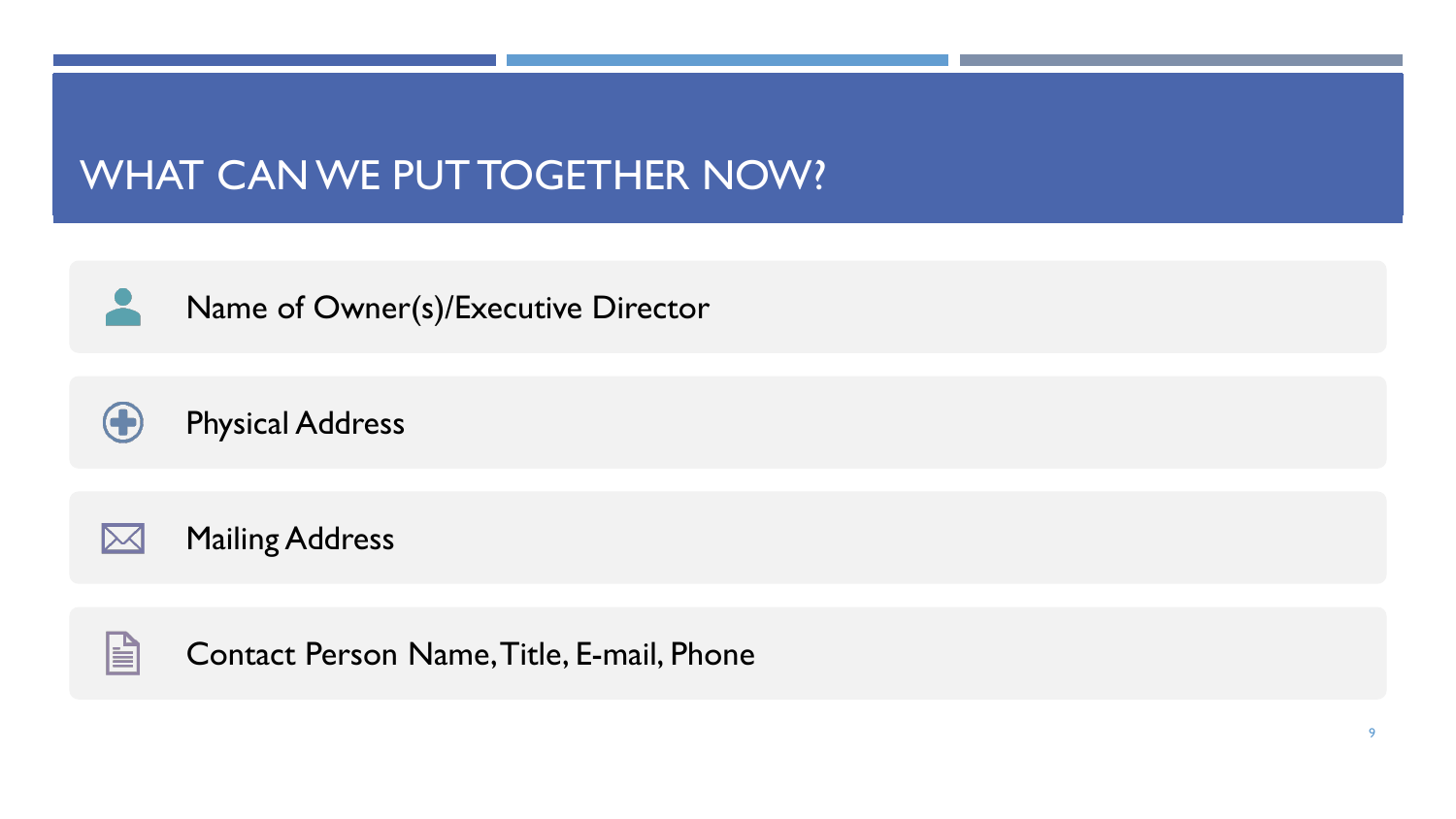# WHAT CAN WE PUT TOGETHER NOW?

- Name of Owner(s)/Executive Director
- Physical Address
- Mailing Address
- Contact Person Name, Title, E-mail, Phone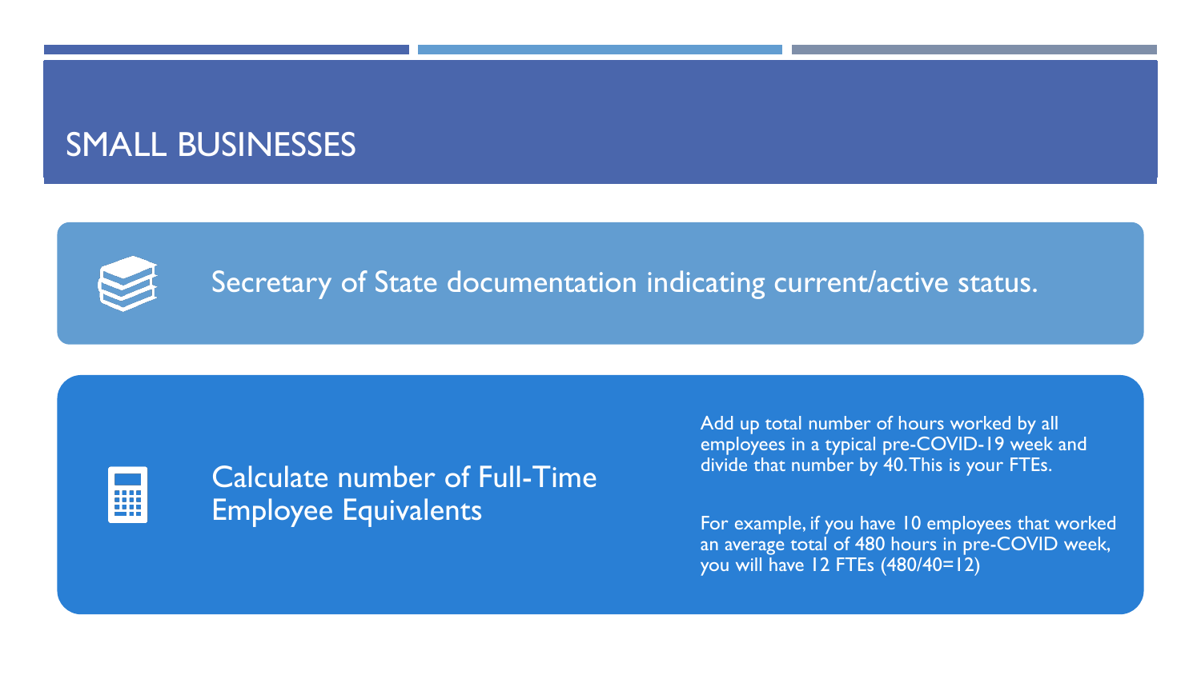# SMALL BUSINESSES

Secretary of State documentation indicating current/active status.

## Calculate number of Full-Time Employee Equivalents

Add up total number of hours worked by all employees in a typical pre-COVID-19 week and divide that number by 40. This is your FTEs.

For example, if you have 10 employees that worked an average total of 480 hours in pre-COVID week, you will have 12 FTEs (480/40=12)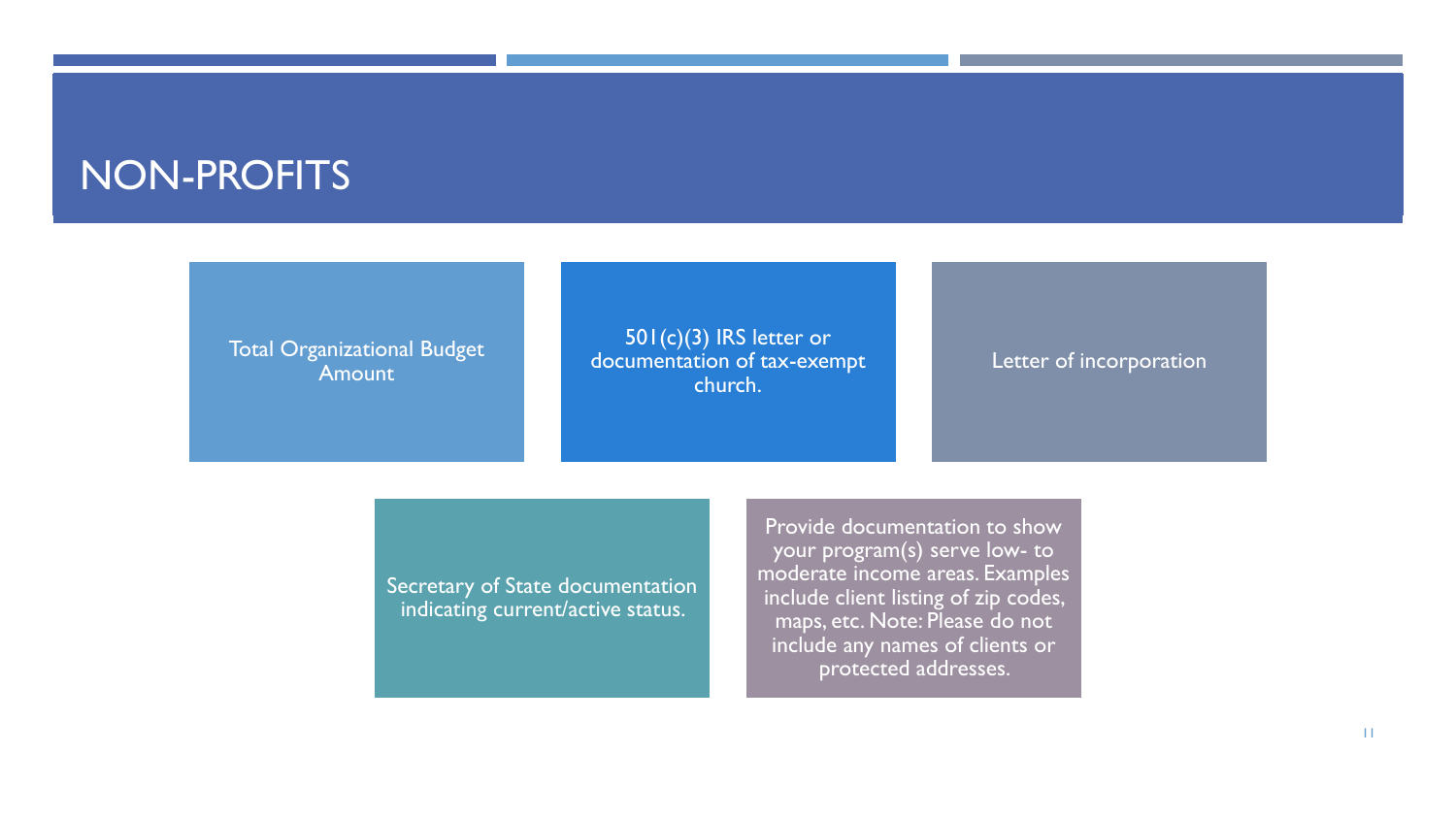# NON-PROFITS

- Total Organizational Budget Amount
- 501(c)(3) IRS letter or documentation of tax-exempt church.
- Letter of incorporation
- Secretary of State documentation indicating current/active status.
- Provide documentation to show your program(s) serve low- to moderate income areas. Examples include client listing of zip codes, maps, etc. Note: Please do not include any names of clients or protected addresses.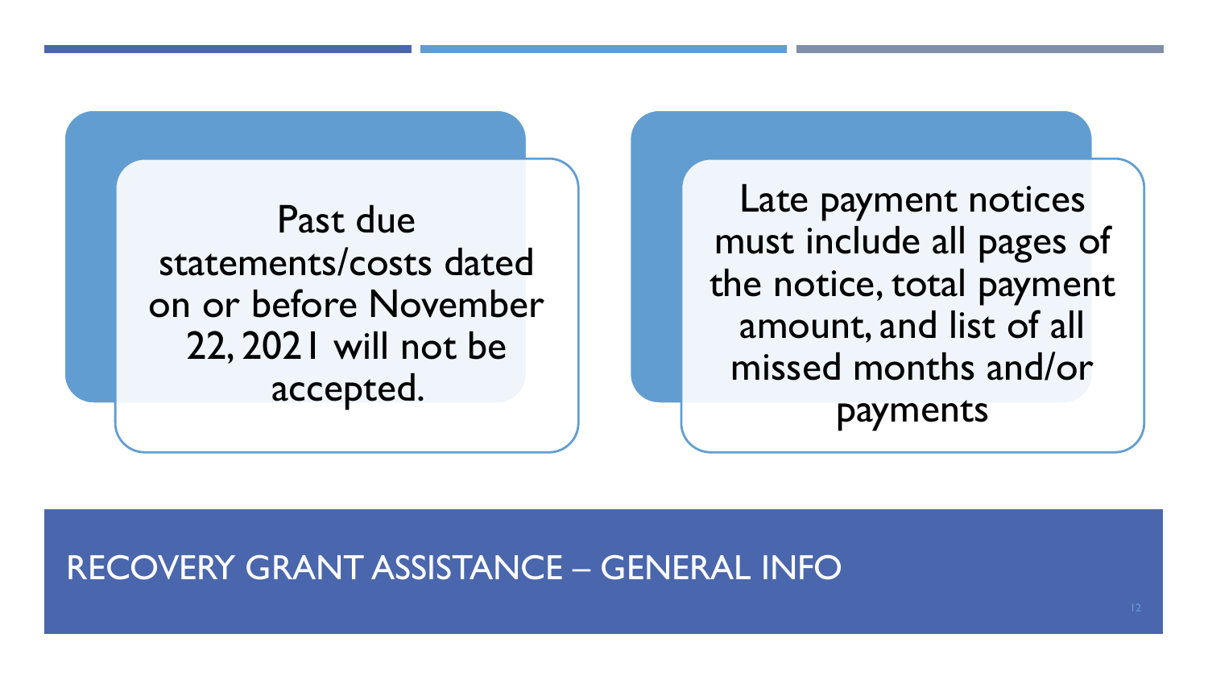# RECOVERY GRANT ASSISTANCE – GENERAL INFO

Past due statements/costs dated on or before November 22, 2021 will not be accepted.

Late payment notices must include all pages of the notice, total payment amount, and list of all missed months and/or payments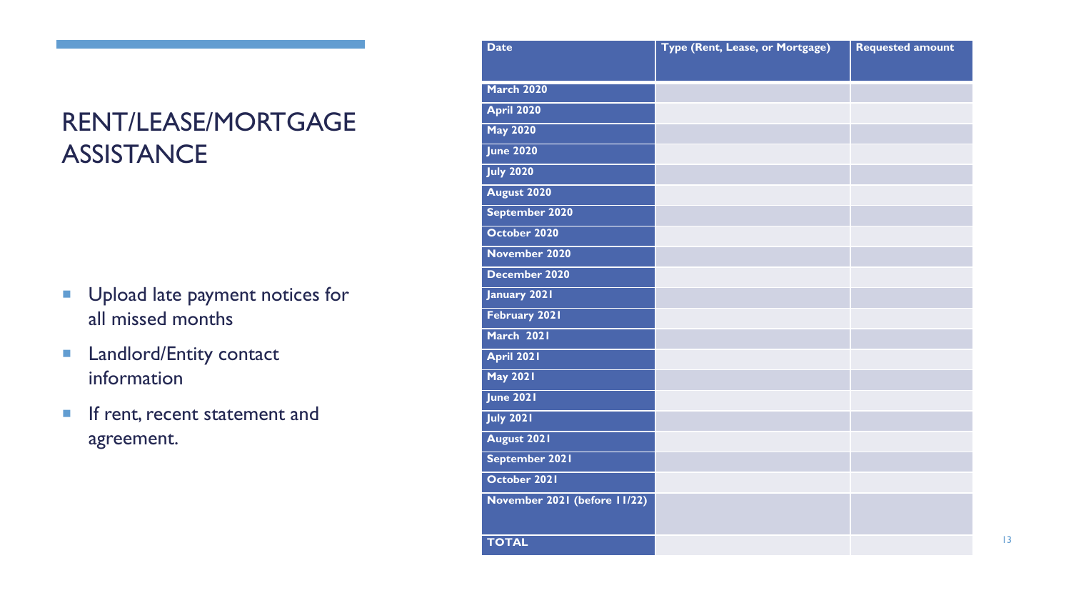# RENT/LEASE/MORTGAGE ASSISTANCE

- Upload late payment notices for all missed months
- Landlord/Entity contact information
- If rent, recent statement and agreement.

| Date | Type (Rent, Lease, or Mortgage) | Requested amount |
|---|---|---|
| March 2020 | | |
| April 2020 | | |
| May 2020 | | |
| June 2020 | | |
| July 2020 | | |
| August 2020 | | |
| September 2020 | | |
| October 2020 | | |
| November 2020 | | |
| December 2020 | | |
| January 2021 | | |
| February 2021 | | |
| March 2021 | | |
| April 2021 | | |
| May 2021 | | |
| June 2021 | | |
| July 2021 | | |
| August 2021 | | |
| September 2021 | | |
| October 2021 | | |
| November 2021 (before 11/22) | | |
| TOTAL | | |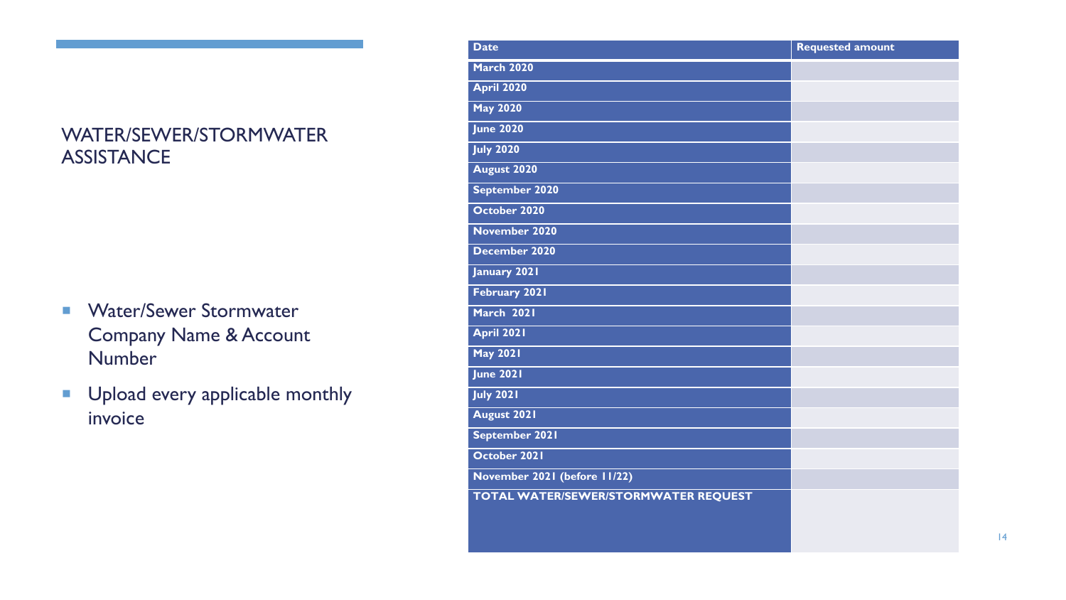## WATER/SEWER/STORMWATER ASSISTANCE

- Water/Sewer Stormwater Company Name & Account Number
- Upload every applicable monthly invoice

| Date | Requested amount |
|---|---|
| March 2020 | |
| April 2020 | |
| May 2020 | |
| June 2020 | |
| July 2020 | |
| August 2020 | |
| September 2020 | |
| October 2020 | |
| November 2020 | |
| December 2020 | |
| January 2021 | |
| February 2021 | |
| March 2021 | |
| April 2021 | |
| May 2021 | |
| June 2021 | |
| July 2021 | |
| August 2021 | |
| September 2021 | |
| October 2021 | |
| November 2021 (before 11/22) | |
| TOTAL WATER/SEWER/STORMWATER REQUEST | |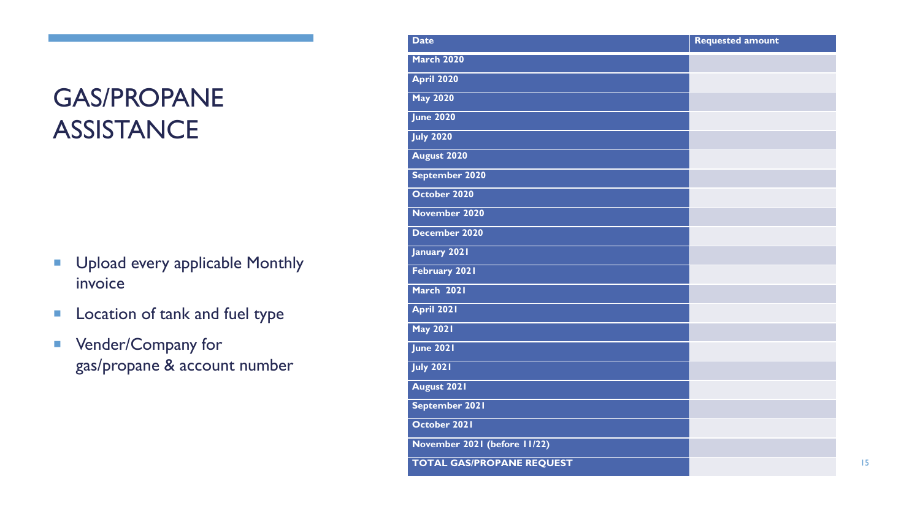# GAS/PROPANE ASSISTANCE

- Upload every applicable Monthly invoice
- Location of tank and fuel type
- Vender/Company for gas/propane & account number

| Date | Requested amount |
|---|---|
| March 2020 | |
| April 2020 | |
| May 2020 | |
| June 2020 | |
| July 2020 | |
| August 2020 | |
| September 2020 | |
| October 2020 | |
| November 2020 | |
| December 2020 | |
| January 2021 | |
| February 2021 | |
| March 2021 | |
| April 2021 | |
| May 2021 | |
| June 2021 | |
| July 2021 | |
| August 2021 | |
| September 2021 | |
| October 2021 | |
| November 2021 (before 11/22) | |
| TOTAL GAS/PROPANE REQUEST | |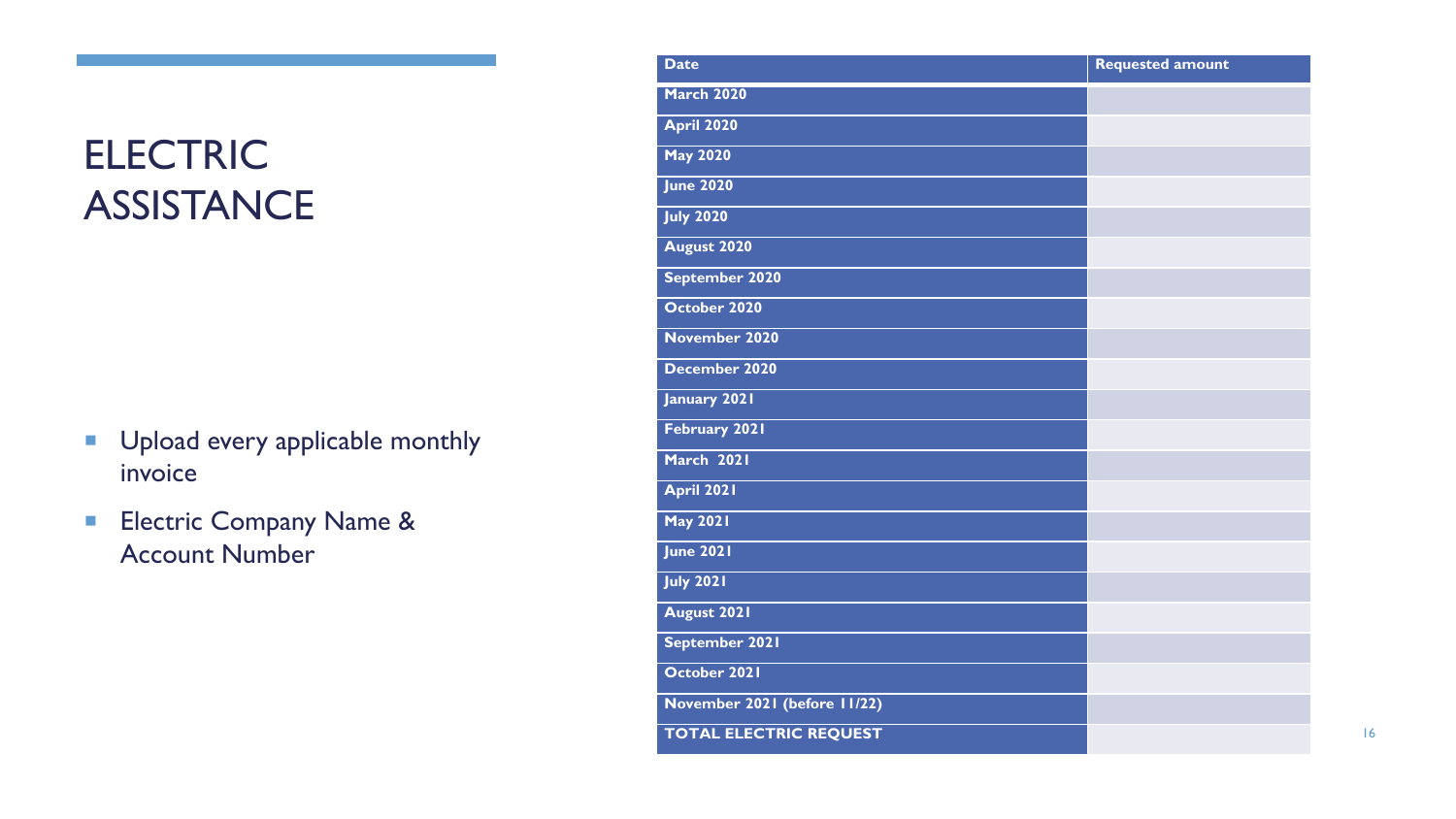# ELECTRIC ASSISTANCE

- Upload every applicable monthly invoice
- Electric Company Name & Account Number

| Date | Requested amount |
| --- | --- |
| March 2020 | |
| April 2020 | |
| May 2020 | |
| June 2020 | |
| July 2020 | |
| August 2020 | |
| September 2020 | |
| October 2020 | |
| November 2020 | |
| December 2020 | |
| January 2021 | |
| February 2021 | |
| March 2021 | |
| April 2021 | |
| May 2021 | |
| June 2021 | |
| July 2021 | |
| August 2021 | |
| September 2021 | |
| October 2021 | |
| November 2021 (before 11/22) | |
| TOTAL ELECTRIC REQUEST | |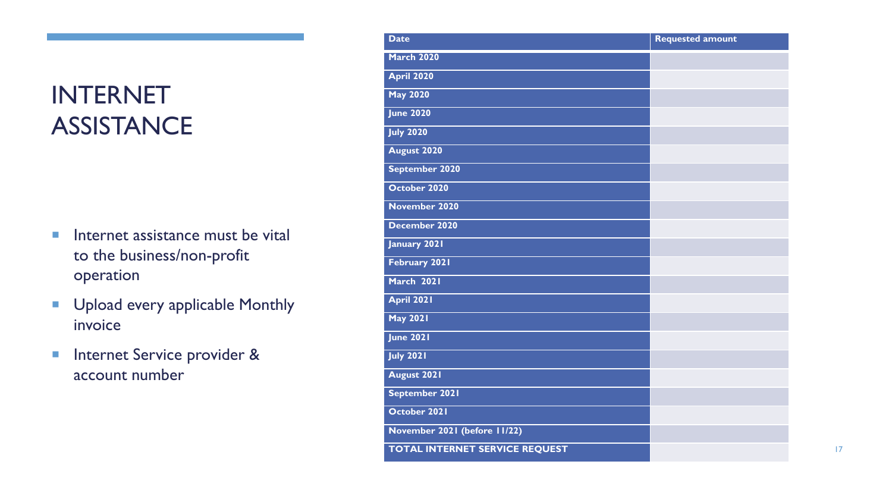# INTERNET ASSISTANCE

- Internet assistance must be vital to the business/non-profit operation
- Upload every applicable Monthly invoice
- Internet Service provider & account number

| Date | Requested amount |
|---|---|
| **March 2020** | |
| **April 2020** | |
| **May 2020** | |
| **June 2020** | |
| **July 2020** | |
| **August 2020** | |
| **September 2020** | |
| **October 2020** | |
| **November 2020** | |
| **December 2020** | |
| **January 2021** | |
| **February 2021** | |
| **March 2021** | |
| **April 2021** | |
| **May 2021** | |
| **June 2021** | |
| **July 2021** | |
| **August 2021** | |
| **September 2021** | |
| **October 2021** | |
| **November 2021 (before 11/22)** | |
| **TOTAL INTERNET SERVICE REQUEST** | |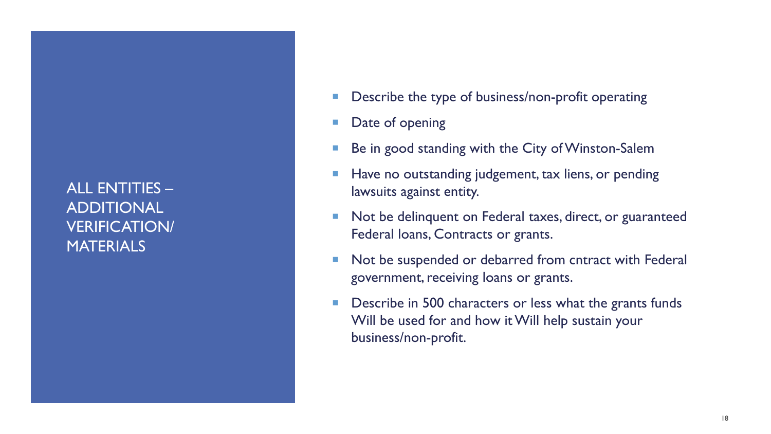## ALL ENTITIES – ADDITIONAL VERIFICATION/ MATERIALS

- Describe the type of business/non-profit operating
- Date of opening
- Be in good standing with the City of Winston-Salem
- Have no outstanding judgement, tax liens, or pending lawsuits against entity.
- Not be delinquent on Federal taxes, direct, or guaranteed Federal loans, Contracts or grants.
- Not be suspended or debarred from cntract with Federal government, receiving loans or grants.
- Describe in 500 characters or less what the grants funds Will be used for and how it Will help sustain your business/non-profit.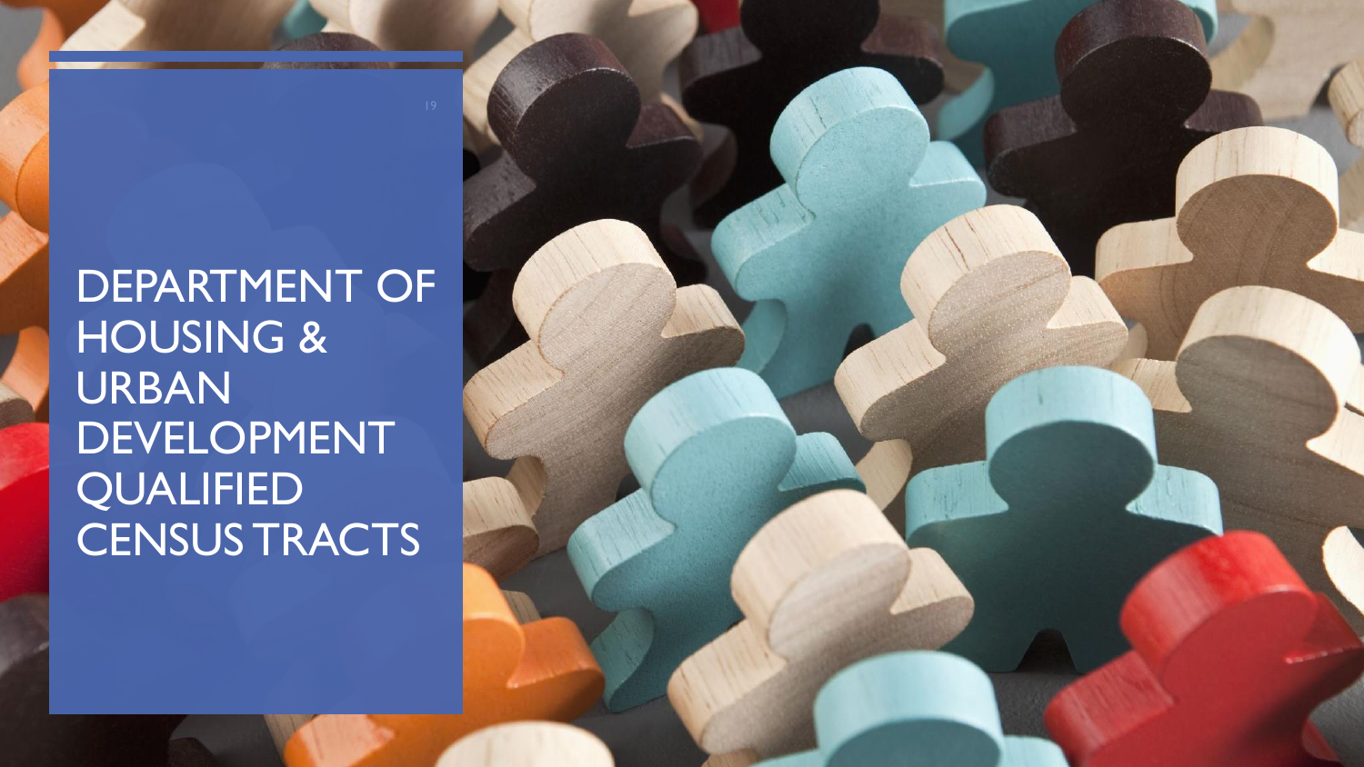# DEPARTMENT OF HOUSING & URBAN DEVELOPMENT QUALIFIED CENSUS TRACTS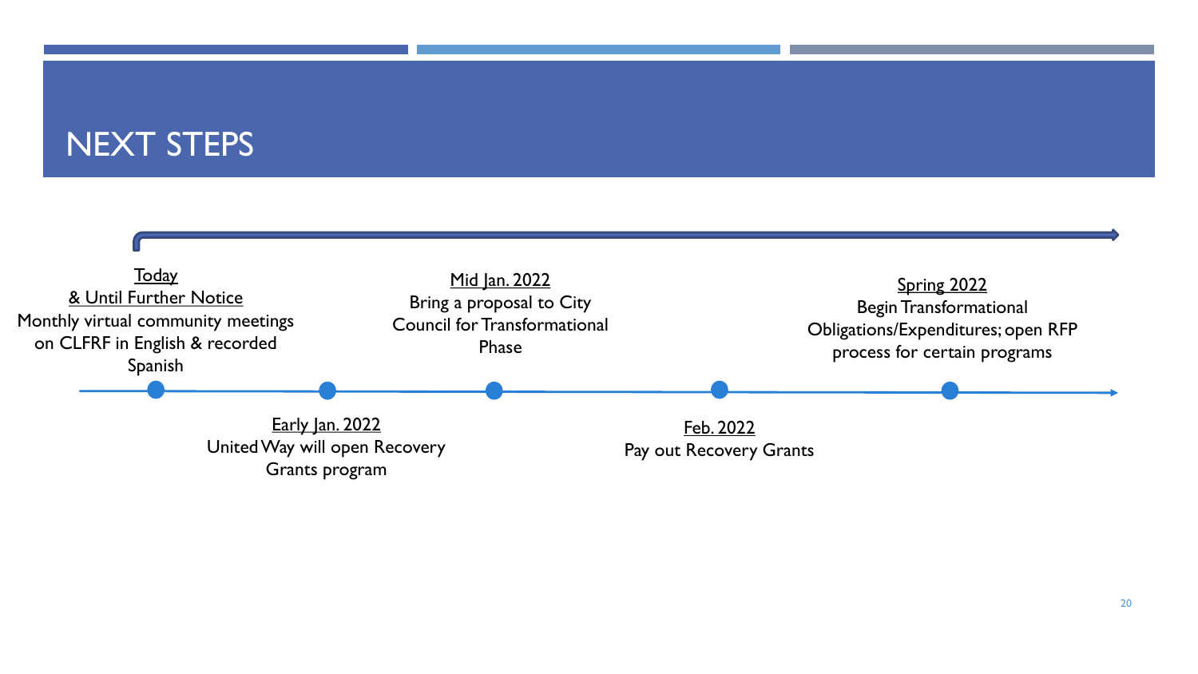# NEXT STEPS

**Today & Until Further Notice**
Monthly virtual community meetings on CLFRF in English & recorded Spanish

**Early Jan. 2022**
United Way will open Recovery Grants program

**Mid Jan. 2022**
Bring a proposal to City Council for Transformational Phase

**Feb. 2022**
Pay out Recovery Grants

**Spring 2022**
Begin Transformational Obligations/Expenditures; open RFP process for certain programs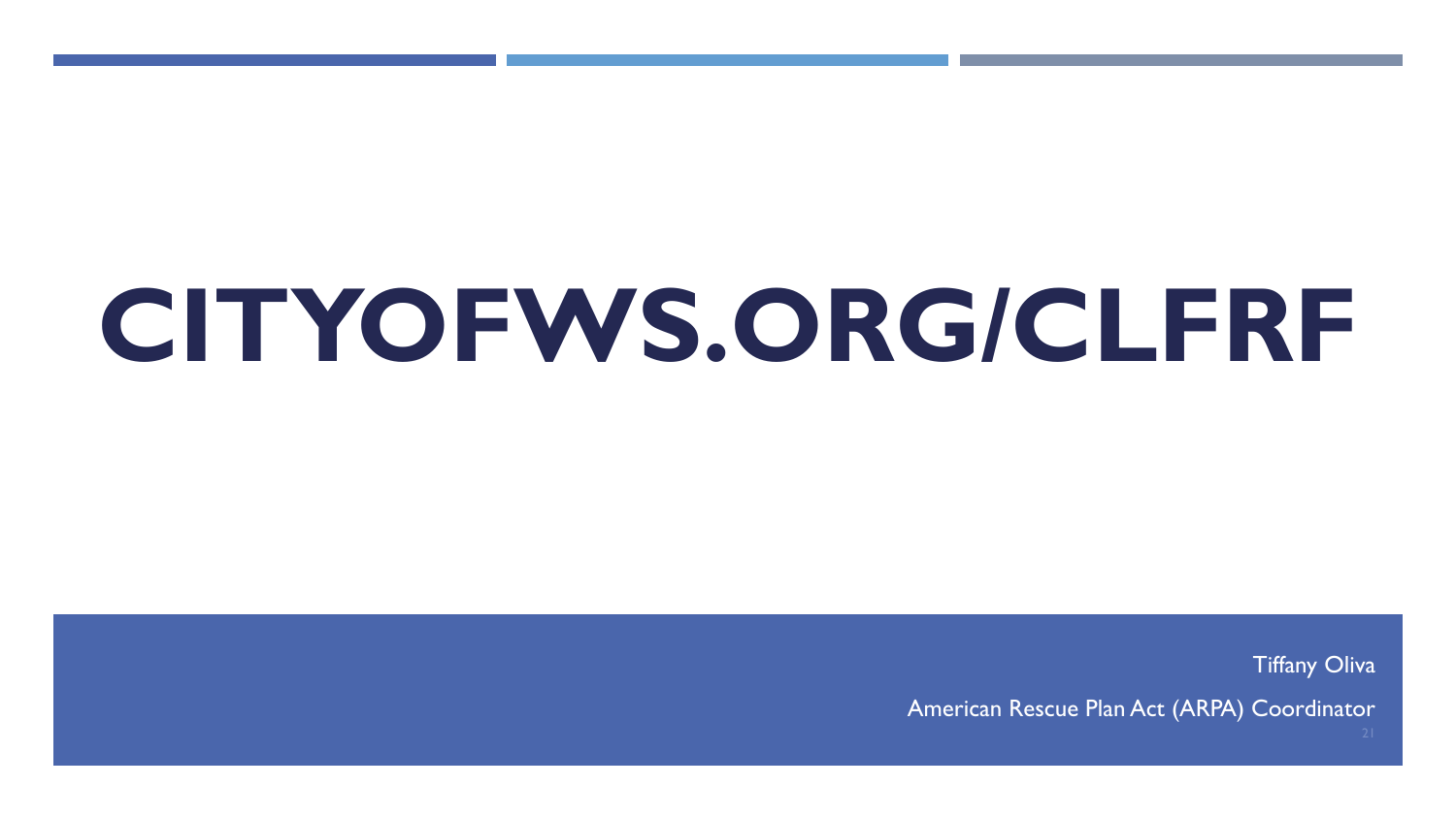# CITYOFWS.ORG/CLFRF

Tiffany Oliva

American Rescue Plan Act (ARPA) Coordinator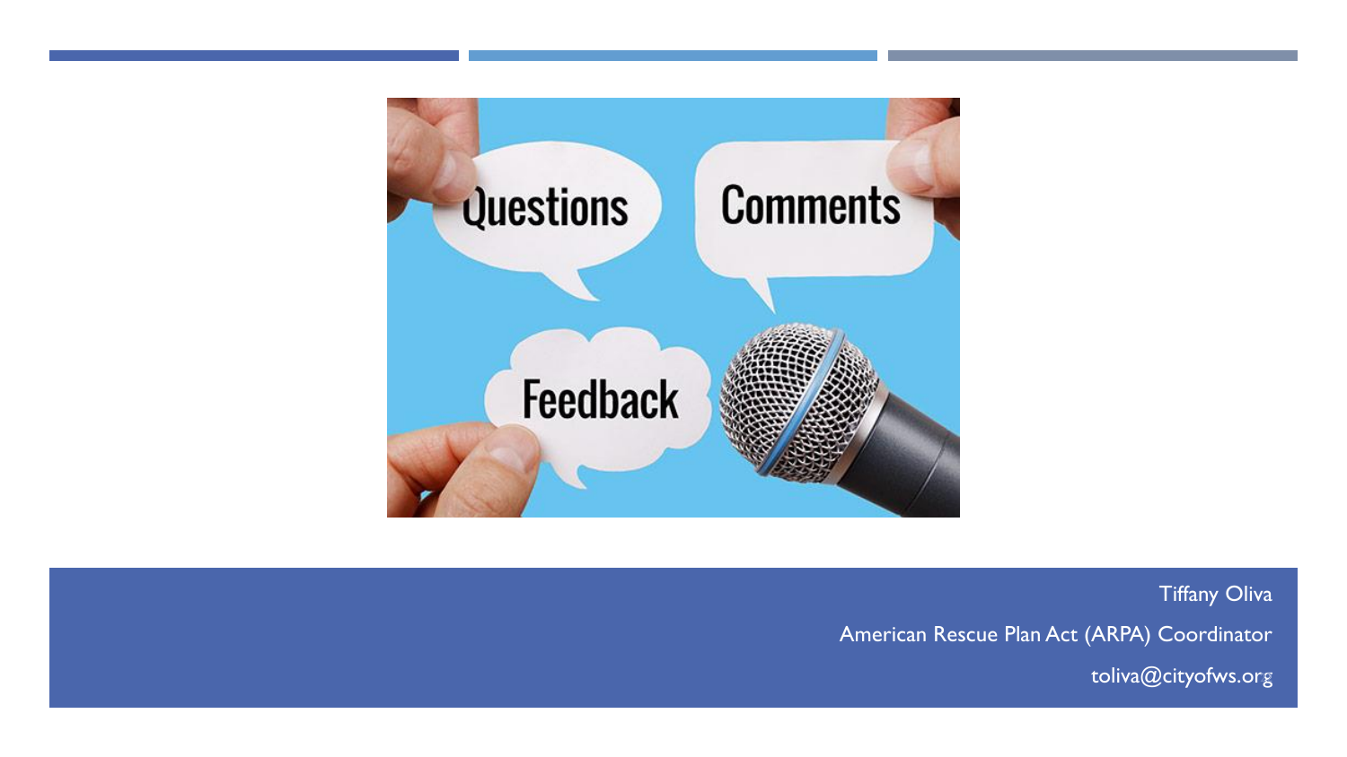Questions

Comments

Feedback

Tiffany Oliva

American Rescue Plan Act (ARPA) Coordinator

toliva@cityofws.org